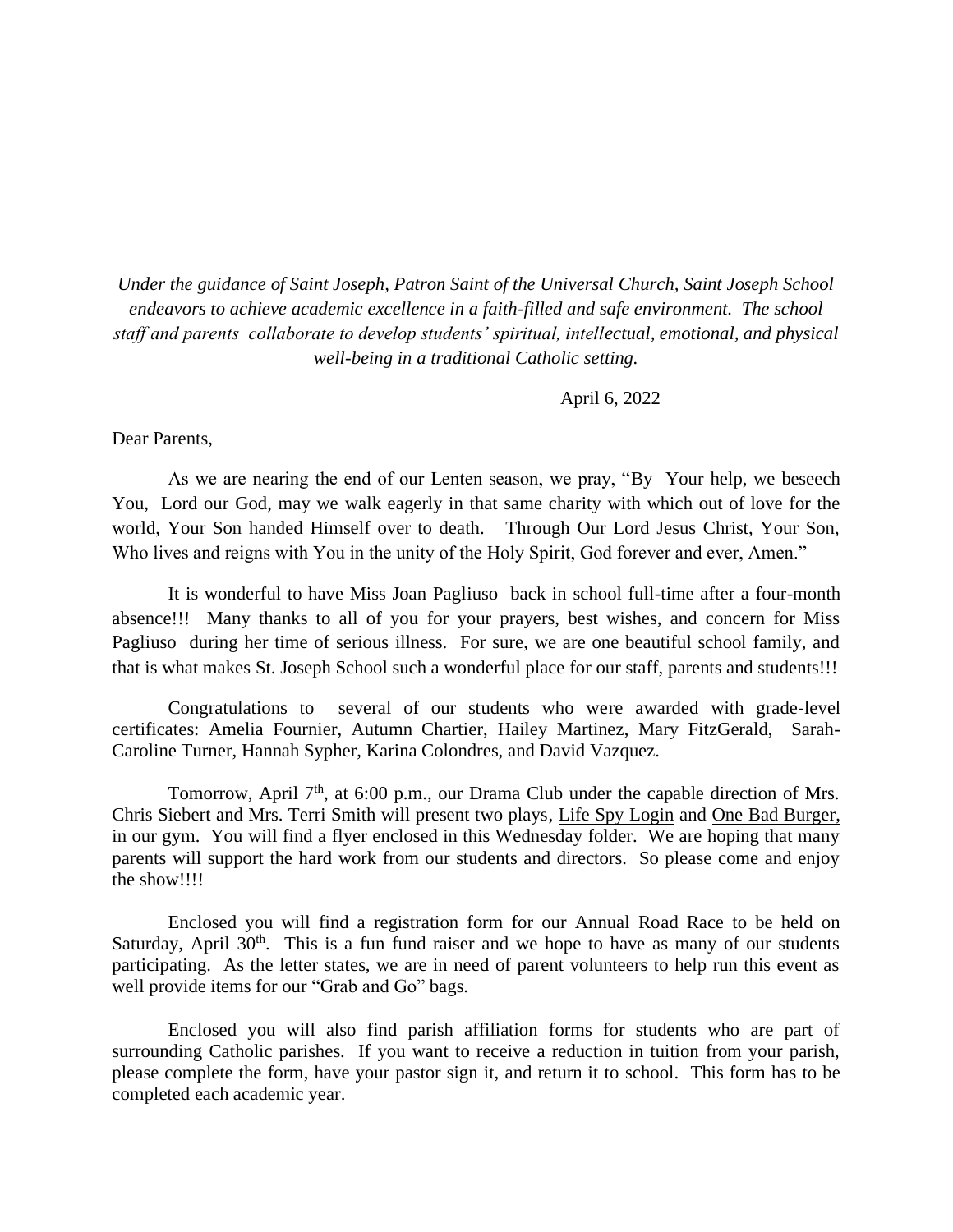*Under the guidance of Saint Joseph, Patron Saint of the Universal Church, Saint Joseph School endeavors to achieve academic excellence in a faith-filled and safe environment. The school staff and parents collaborate to develop students' spiritual, intellectual, emotional, and physical well-being in a traditional Catholic setting.*

April 6, 2022

Dear Parents,

As we are nearing the end of our Lenten season, we pray, "By Your help, we beseech You, Lord our God, may we walk eagerly in that same charity with which out of love for the world, Your Son handed Himself over to death. Through Our Lord Jesus Christ, Your Son, Who lives and reigns with You in the unity of the Holy Spirit, God forever and ever, Amen."

It is wonderful to have Miss Joan Pagliuso back in school full-time after a four-month absence!!! Many thanks to all of you for your prayers, best wishes, and concern for Miss Pagliuso during her time of serious illness. For sure, we are one beautiful school family, and that is what makes St. Joseph School such a wonderful place for our staff, parents and students!!!

Congratulations to several of our students who were awarded with grade-level certificates: Amelia Fournier, Autumn Chartier, Hailey Martinez, Mary FitzGerald, Sarah-Caroline Turner, Hannah Sypher, Karina Colondres, and David Vazquez.

Tomorrow, April 7th, at 6:00 p.m., our Drama Club under the capable direction of Mrs. Chris Siebert and Mrs. Terri Smith will present two plays, Life Spy Login and One Bad Burger, in our gym. You will find a flyer enclosed in this Wednesday folder. We are hoping that many parents will support the hard work from our students and directors. So please come and enjoy the show!!!!

Enclosed you will find a registration form for our Annual Road Race to be held on Saturday, April 30th. This is a fun fund raiser and we hope to have as many of our students participating. As the letter states, we are in need of parent volunteers to help run this event as well provide items for our "Grab and Go" bags.

Enclosed you will also find parish affiliation forms for students who are part of surrounding Catholic parishes. If you want to receive a reduction in tuition from your parish, please complete the form, have your pastor sign it, and return it to school. This form has to be completed each academic year.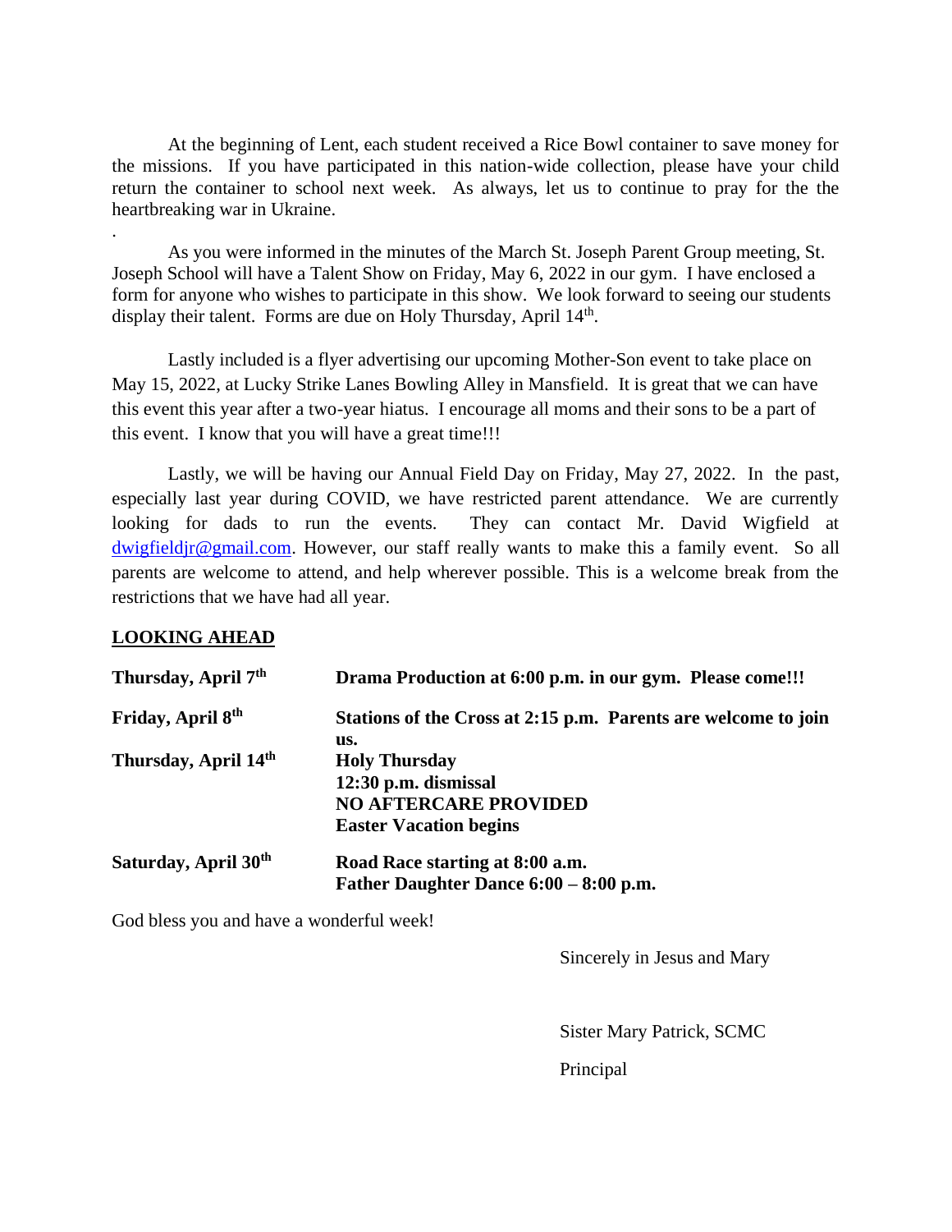At the beginning of Lent, each student received a Rice Bowl container to save money for the missions. If you have participated in this nation-wide collection, please have your child return the container to school next week. As always, let us to continue to pray for the the heartbreaking war in Ukraine.

.

As you were informed in the minutes of the March St. Joseph Parent Group meeting, St. Joseph School will have a Talent Show on Friday, May 6, 2022 in our gym. I have enclosed a form for anyone who wishes to participate in this show. We look forward to seeing our students display their talent. Forms are due on Holy Thursday, April 14th.

Lastly included is a flyer advertising our upcoming Mother-Son event to take place on May 15, 2022, at Lucky Strike Lanes Bowling Alley in Mansfield. It is great that we can have this event this year after a two-year hiatus. I encourage all moms and their sons to be a part of this event. I know that you will have a great time!!!

Lastly, we will be having our Annual Field Day on Friday, May 27, 2022. In the past, especially last year during COVID, we have restricted parent attendance. We are currently looking for dads to run the events. They can contact Mr. David Wigfield at dwigfieldjr@gmail.com. However, our staff really wants to make this a family event. So all parents are welcome to attend, and help wherever possible. This is a welcome break from the restrictions that we have had all year.

## LOOKING AHEAD

| | |
|---|---|
| **Thursday, April 7th** | **Drama Production at 6:00 p.m. in our gym. Please come!!!** |
| **Friday, April 8th** | **Stations of the Cross at 2:15 p.m. Parents are welcome to join us.** |
| **Thursday, April 14th** | **Holy Thursday**<br>**12:30 p.m. dismissal**<br>**NO AFTERCARE PROVIDED**<br>**Easter Vacation begins** |
| **Saturday, April 30th** | **Road Race starting at 8:00 a.m.**<br>**Father Daughter Dance 6:00 – 8:00 p.m.** |

God bless you and have a wonderful week!

Sincerely in Jesus and Mary

Sister Mary Patrick, SCMC

Principal